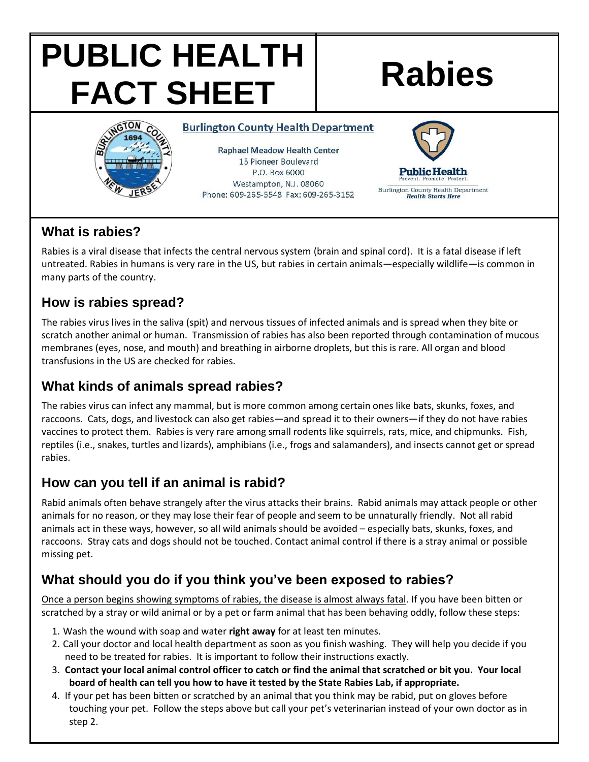# PUBLIC HEALTH FACT SHEET

# Rabies

**Burlington County Health Department**

Raphael Meadow Health Center
15 Pioneer Boulevard
P.O. Box 6000
Westampton, N.J. 08060
Phone: 609-265-5548 Fax: 609-265-3152

Public Health
Prevent. Promote. Protect.
Burlington County Health Department
*Health Starts Here*

## What is rabies?

Rabies is a viral disease that infects the central nervous system (brain and spinal cord). It is a fatal disease if left untreated. Rabies in humans is very rare in the US, but rabies in certain animals—especially wildlife—is common in many parts of the country.

## How is rabies spread?

The rabies virus lives in the saliva (spit) and nervous tissues of infected animals and is spread when they bite or scratch another animal or human. Transmission of rabies has also been reported through contamination of mucous membranes (eyes, nose, and mouth) and breathing in airborne droplets, but this is rare. All organ and blood transfusions in the US are checked for rabies.

## What kinds of animals spread rabies?

The rabies virus can infect any mammal, but is more common among certain ones like bats, skunks, foxes, and raccoons. Cats, dogs, and livestock can also get rabies—and spread it to their owners—if they do not have rabies vaccines to protect them. Rabies is very rare among small rodents like squirrels, rats, mice, and chipmunks. Fish, reptiles (i.e., snakes, turtles and lizards), amphibians (i.e., frogs and salamanders), and insects cannot get or spread rabies.

## How can you tell if an animal is rabid?

Rabid animals often behave strangely after the virus attacks their brains. Rabid animals may attack people or other animals for no reason, or they may lose their fear of people and seem to be unnaturally friendly. Not all rabid animals act in these ways, however, so all wild animals should be avoided – especially bats, skunks, foxes, and raccoons. Stray cats and dogs should not be touched. Contact animal control if there is a stray animal or possible missing pet.

## What should you do if you think you've been exposed to rabies?

Once a person begins showing symptoms of rabies, the disease is almost always fatal. If you have been bitten or scratched by a stray or wild animal or by a pet or farm animal that has been behaving oddly, follow these steps:

1. Wash the wound with soap and water **right away** for at least ten minutes.
2. Call your doctor and local health department as soon as you finish washing. They will help you decide if you need to be treated for rabies. It is important to follow their instructions exactly.
3. **Contact your local animal control officer to catch or find the animal that scratched or bit you. Your local board of health can tell you how to have it tested by the State Rabies Lab, if appropriate.**
4. If your pet has been bitten or scratched by an animal that you think may be rabid, put on gloves before touching your pet. Follow the steps above but call your pet's veterinarian instead of your own doctor as in step 2.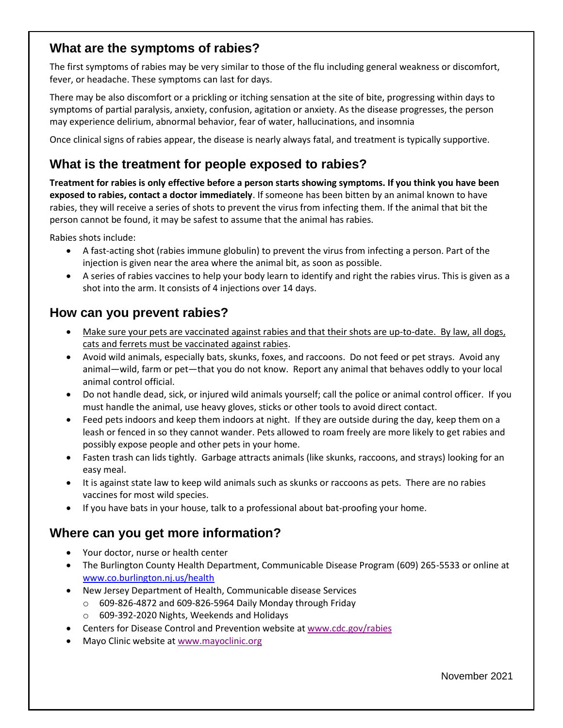## What are the symptoms of rabies?

The first symptoms of rabies may be very similar to those of the flu including general weakness or discomfort, fever, or headache. These symptoms can last for days.

There may be also discomfort or a prickling or itching sensation at the site of bite, progressing within days to symptoms of partial paralysis, anxiety, confusion, agitation or anxiety. As the disease progresses, the person may experience delirium, abnormal behavior, fear of water, hallucinations, and insomnia

Once clinical signs of rabies appear, the disease is nearly always fatal, and treatment is typically supportive.

## What is the treatment for people exposed to rabies?

**Treatment for rabies is only effective before a person starts showing symptoms. If you think you have been exposed to rabies, contact a doctor immediately**. If someone has been bitten by an animal known to have rabies, they will receive a series of shots to prevent the virus from infecting them. If the animal that bit the person cannot be found, it may be safest to assume that the animal has rabies.

Rabies shots include:

- A fast-acting shot (rabies immune globulin) to prevent the virus from infecting a person. Part of the injection is given near the area where the animal bit, as soon as possible.
- A series of rabies vaccines to help your body learn to identify and right the rabies virus. This is given as a shot into the arm. It consists of 4 injections over 14 days.

## How can you prevent rabies?

- Make sure your pets are vaccinated against rabies and that their shots are up-to-date. By law, all dogs, cats and ferrets must be vaccinated against rabies.
- Avoid wild animals, especially bats, skunks, foxes, and raccoons. Do not feed or pet strays. Avoid any animal—wild, farm or pet—that you do not know. Report any animal that behaves oddly to your local animal control official.
- Do not handle dead, sick, or injured wild animals yourself; call the police or animal control officer. If you must handle the animal, use heavy gloves, sticks or other tools to avoid direct contact.
- Feed pets indoors and keep them indoors at night. If they are outside during the day, keep them on a leash or fenced in so they cannot wander. Pets allowed to roam freely are more likely to get rabies and possibly expose people and other pets in your home.
- Fasten trash can lids tightly. Garbage attracts animals (like skunks, raccoons, and strays) looking for an easy meal.
- It is against state law to keep wild animals such as skunks or raccoons as pets. There are no rabies vaccines for most wild species.
- If you have bats in your house, talk to a professional about bat-proofing your home.

## Where can you get more information?

- Your doctor, nurse or health center
- The Burlington County Health Department, Communicable Disease Program (609) 265-5533 or online at www.co.burlington.nj.us/health
- New Jersey Department of Health, Communicable disease Services
  - 609-826-4872 and 609-826-5964 Daily Monday through Friday
  - 609-392-2020 Nights, Weekends and Holidays
- Centers for Disease Control and Prevention website at www.cdc.gov/rabies
- Mayo Clinic website at www.mayoclinic.org

November 2021